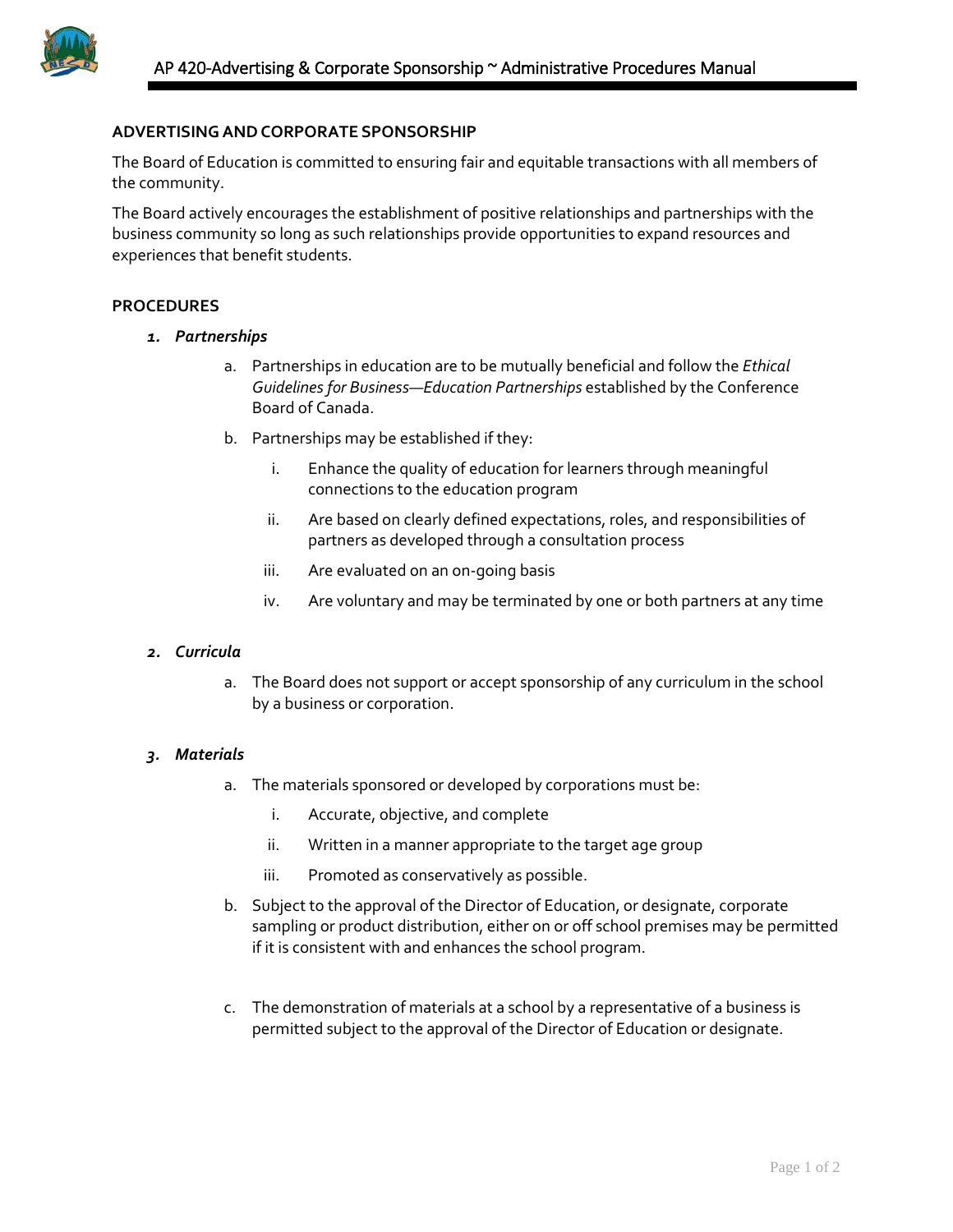## ADVERTISING AND CORPORATE SPONSORSHIP

The Board of Education is committed to ensuring fair and equitable transactions with all members of the community.

The Board actively encourages the establishment of positive relationships and partnerships with the business community so long as such relationships provide opportunities to expand resources and experiences that benefit students.

## PROCEDURES

1. ***Partnerships***
   a. Partnerships in education are to be mutually beneficial and follow the *Ethical Guidelines for Business—Education Partnerships* established by the Conference Board of Canada.
   b. Partnerships may be established if they:
      i. Enhance the quality of education for learners through meaningful connections to the education program
      ii. Are based on clearly defined expectations, roles, and responsibilities of partners as developed through a consultation process
      iii. Are evaluated on an on-going basis
      iv. Are voluntary and may be terminated by one or both partners at any time

2. ***Curricula***
   a. The Board does not support or accept sponsorship of any curriculum in the school by a business or corporation.

3. ***Materials***
   a. The materials sponsored or developed by corporations must be:
      i. Accurate, objective, and complete
      ii. Written in a manner appropriate to the target age group
      iii. Promoted as conservatively as possible.
   b. Subject to the approval of the Director of Education, or designate, corporate sampling or product distribution, either on or off school premises may be permitted if it is consistent with and enhances the school program.
   c. The demonstration of materials at a school by a representative of a business is permitted subject to the approval of the Director of Education or designate.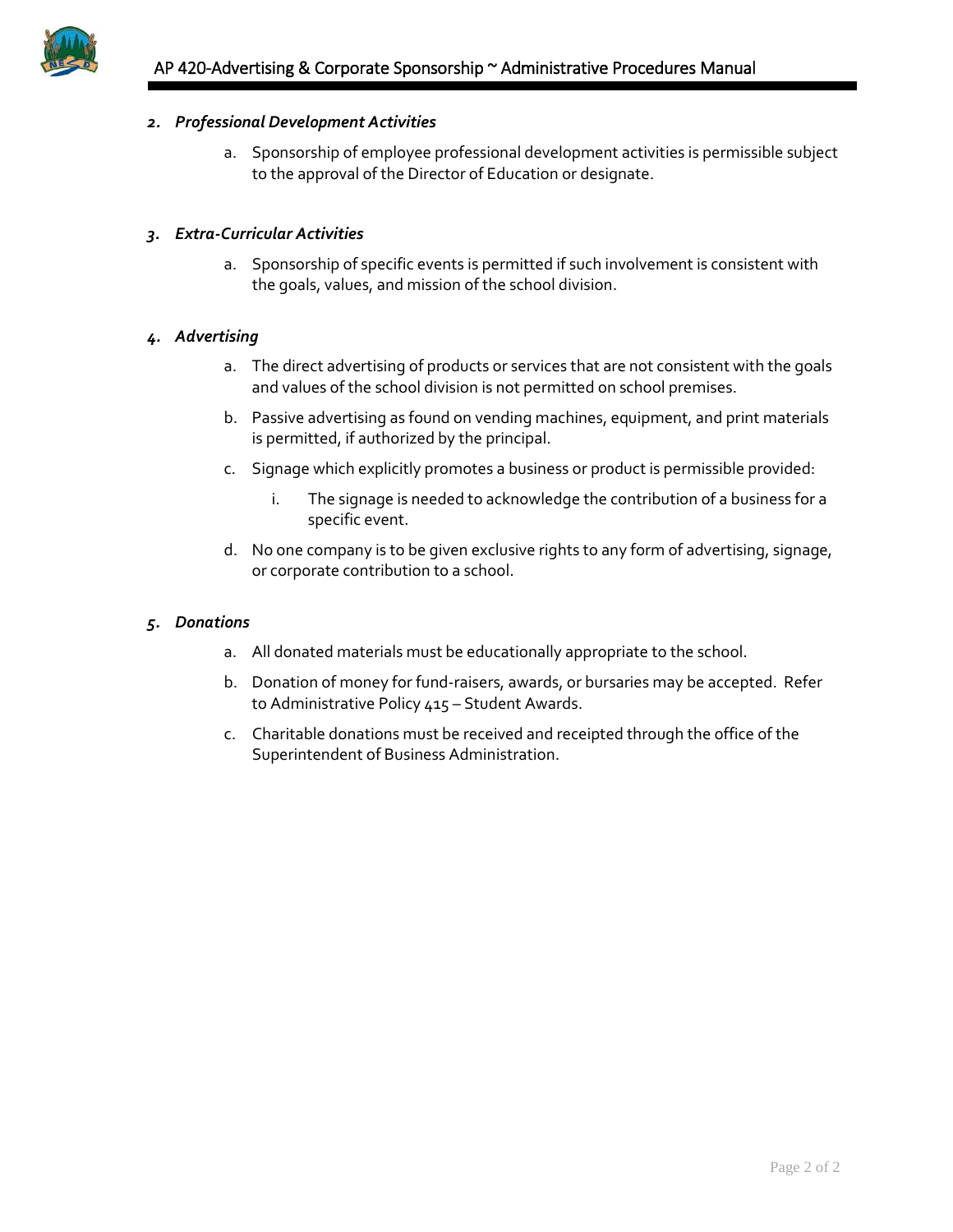2. ***Professional Development Activities***

    a. Sponsorship of employee professional development activities is permissible subject to the approval of the Director of Education or designate.

3. ***Extra-Curricular Activities***

    a. Sponsorship of specific events is permitted if such involvement is consistent with the goals, values, and mission of the school division.

4. ***Advertising***

    a. The direct advertising of products or services that are not consistent with the goals and values of the school division is not permitted on school premises.

    b. Passive advertising as found on vending machines, equipment, and print materials is permitted, if authorized by the principal.

    c. Signage which explicitly promotes a business or product is permissible provided:

        i. The signage is needed to acknowledge the contribution of a business for a specific event.

    d. No one company is to be given exclusive rights to any form of advertising, signage, or corporate contribution to a school.

5. ***Donations***

    a. All donated materials must be educationally appropriate to the school.

    b. Donation of money for fund-raisers, awards, or bursaries may be accepted. Refer to Administrative Policy 415 – Student Awards.

    c. Charitable donations must be received and receipted through the office of the Superintendent of Business Administration.